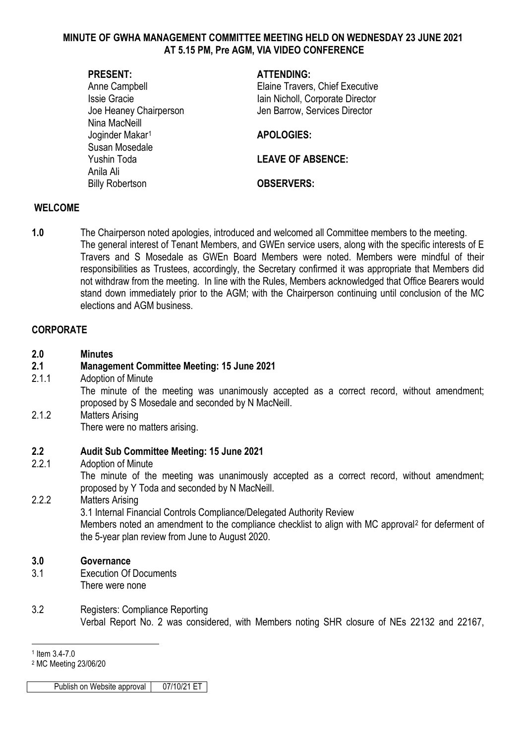**MINUTE OF GWHA MANAGEMENT COMMITTEE MEETING HELD ON WEDNESDAY 23 JUNE 2021 AT 5.15 PM, Pre AGM, VIA VIDEO CONFERENCE**

**PRESENT:**
Anne Campbell
Issie Gracie
Joe Heaney Chairperson
Nina MacNeill
Joginder Makar[1]
Susan Mosedale
Yushin Toda
Anila Ali
Billy Robertson

**ATTENDING:**
Elaine Travers, Chief Executive
Iain Nicholl, Corporate Director
Jen Barrow, Services Director

**APOLOGIES:**

**LEAVE OF ABSENCE:**

**OBSERVERS:**

## WELCOME

**1.0** The Chairperson noted apologies, introduced and welcomed all Committee members to the meeting. The general interest of Tenant Members, and GWEn service users, along with the specific interests of E Travers and S Mosedale as GWEn Board Members were noted. Members were mindful of their responsibilities as Trustees, accordingly, the Secretary confirmed it was appropriate that Members did not withdraw from the meeting. In line with the Rules, Members acknowledged that Office Bearers would stand down immediately prior to the AGM; with the Chairperson continuing until conclusion of the MC elections and AGM business.

## CORPORATE

### 2.0 Minutes

### 2.1 Management Committee Meeting: 15 June 2021

2.1.1 Adoption of Minute
The minute of the meeting was unanimously accepted as a correct record, without amendment; proposed by S Mosedale and seconded by N MacNeill.

2.1.2 Matters Arising
There were no matters arising.

### 2.2 Audit Sub Committee Meeting: 15 June 2021

2.2.1 Adoption of Minute
The minute of the meeting was unanimously accepted as a correct record, without amendment; proposed by Y Toda and seconded by N MacNeill.

2.2.2 Matters Arising
3.1 Internal Financial Controls Compliance/Delegated Authority Review
Members noted an amendment to the compliance checklist to align with MC approval[2] for deferment of the 5-year plan review from June to August 2020.

### 3.0 Governance

3.1 Execution Of Documents
There were none

3.2 Registers: Compliance Reporting
Verbal Report No. 2 was considered, with Members noting SHR closure of NEs 22132 and 22167,

[1] Item 3.4-7.0
[2] MC Meeting 23/06/20

| Publish on Website approval | 07/10/21 ET |
|---|---|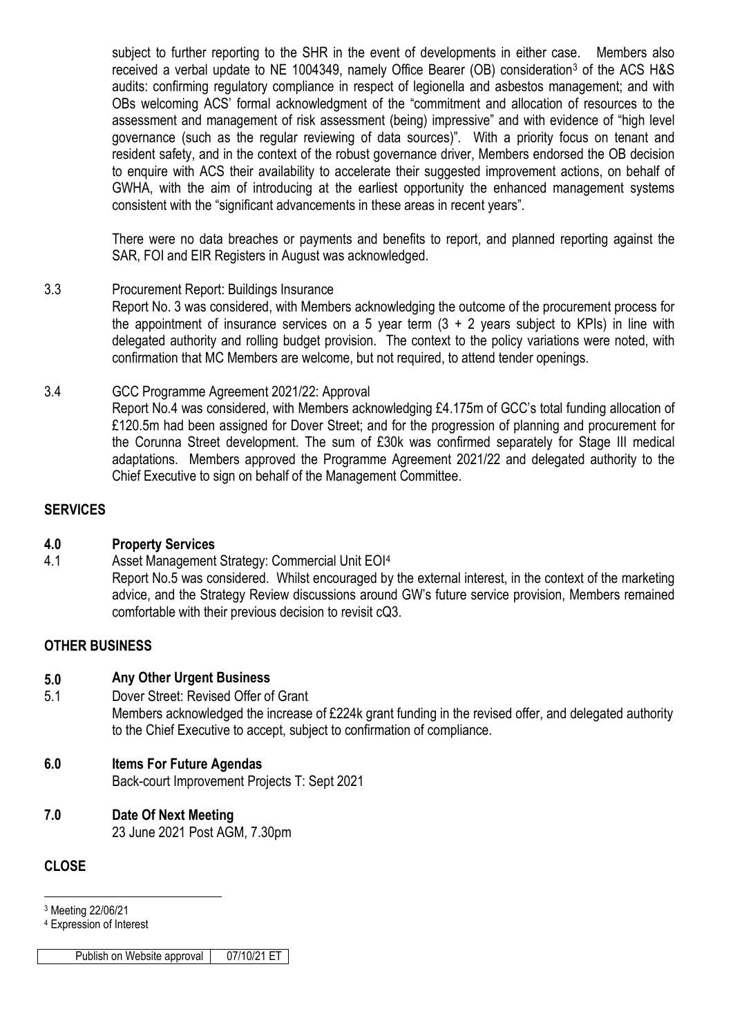subject to further reporting to the SHR in the event of developments in either case. Members also received a verbal update to NE 1004349, namely Office Bearer (OB) consideration[3] of the ACS H&S audits: confirming regulatory compliance in respect of legionella and asbestos management; and with OBs welcoming ACS' formal acknowledgment of the "commitment and allocation of resources to the assessment and management of risk assessment (being) impressive" and with evidence of "high level governance (such as the regular reviewing of data sources)". With a priority focus on tenant and resident safety, and in the context of the robust governance driver, Members endorsed the OB decision to enquire with ACS their availability to accelerate their suggested improvement actions, on behalf of GWHA, with the aim of introducing at the earliest opportunity the enhanced management systems consistent with the "significant advancements in these areas in recent years".

There were no data breaches or payments and benefits to report, and planned reporting against the SAR, FOI and EIR Registers in August was acknowledged.

3.3 Procurement Report: Buildings Insurance

Report No. 3 was considered, with Members acknowledging the outcome of the procurement process for the appointment of insurance services on a 5 year term (3 + 2 years subject to KPIs) in line with delegated authority and rolling budget provision. The context to the policy variations were noted, with confirmation that MC Members are welcome, but not required, to attend tender openings.

3.4 GCC Programme Agreement 2021/22: Approval

Report No.4 was considered, with Members acknowledging £4.175m of GCC's total funding allocation of £120.5m had been assigned for Dover Street; and for the progression of planning and procurement for the Corunna Street development. The sum of £30k was confirmed separately for Stage III medical adaptations. Members approved the Programme Agreement 2021/22 and delegated authority to the Chief Executive to sign on behalf of the Management Committee.

## SERVICES

### 4.0 Property Services

4.1 Asset Management Strategy: Commercial Unit EOI[4]

Report No.5 was considered. Whilst encouraged by the external interest, in the context of the marketing advice, and the Strategy Review discussions around GW's future service provision, Members remained comfortable with their previous decision to revisit cQ3.

## OTHER BUSINESS

### 5.0 Any Other Urgent Business

5.1 Dover Street: Revised Offer of Grant

Members acknowledged the increase of £224k grant funding in the revised offer, and delegated authority to the Chief Executive to accept, subject to confirmation of compliance.

### 6.0 Items For Future Agendas

Back-court Improvement Projects T: Sept 2021

### 7.0 Date Of Next Meeting

23 June 2021 Post AGM, 7.30pm

## CLOSE

[3] Meeting 22/06/21

[4] Expression of Interest

| Publish on Website approval | 07/10/21 ET |
|---|---|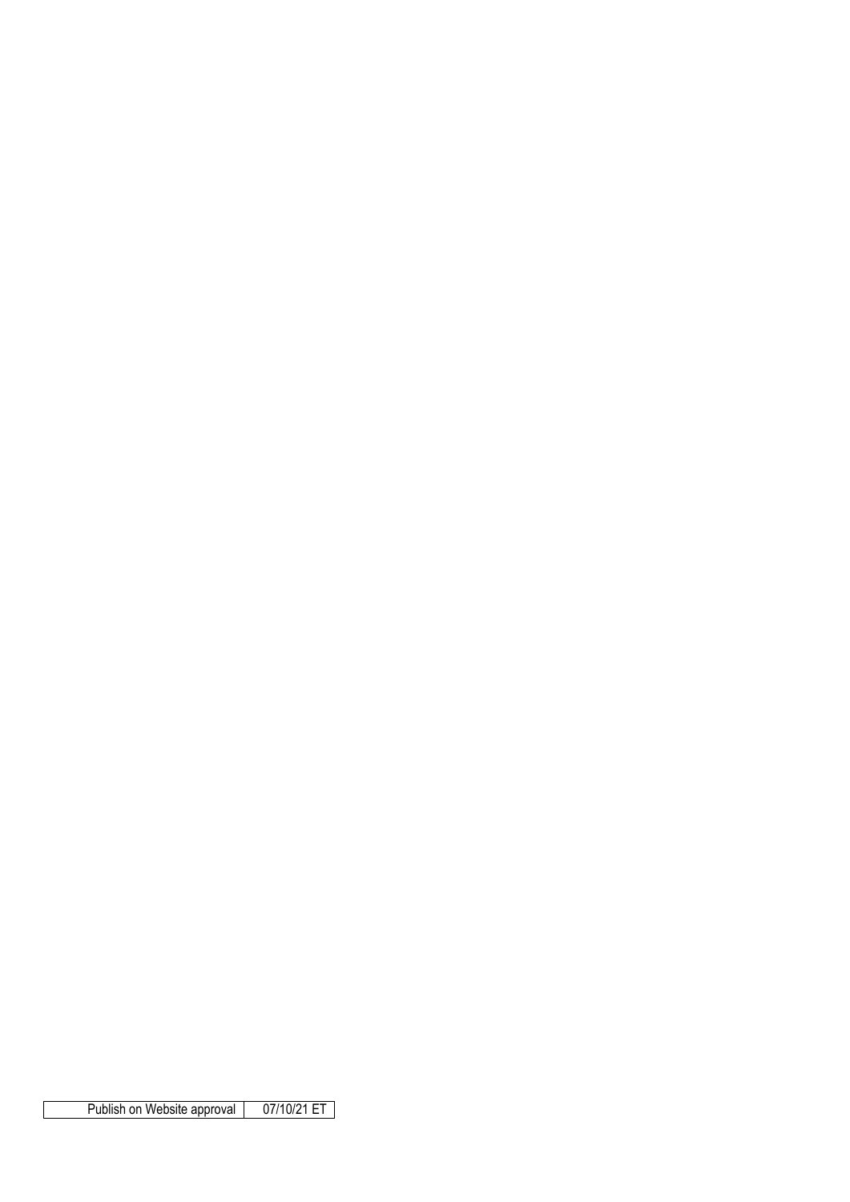| | | |
|---|---|---|
| | Publish on Website approval | 07/10/21 ET |